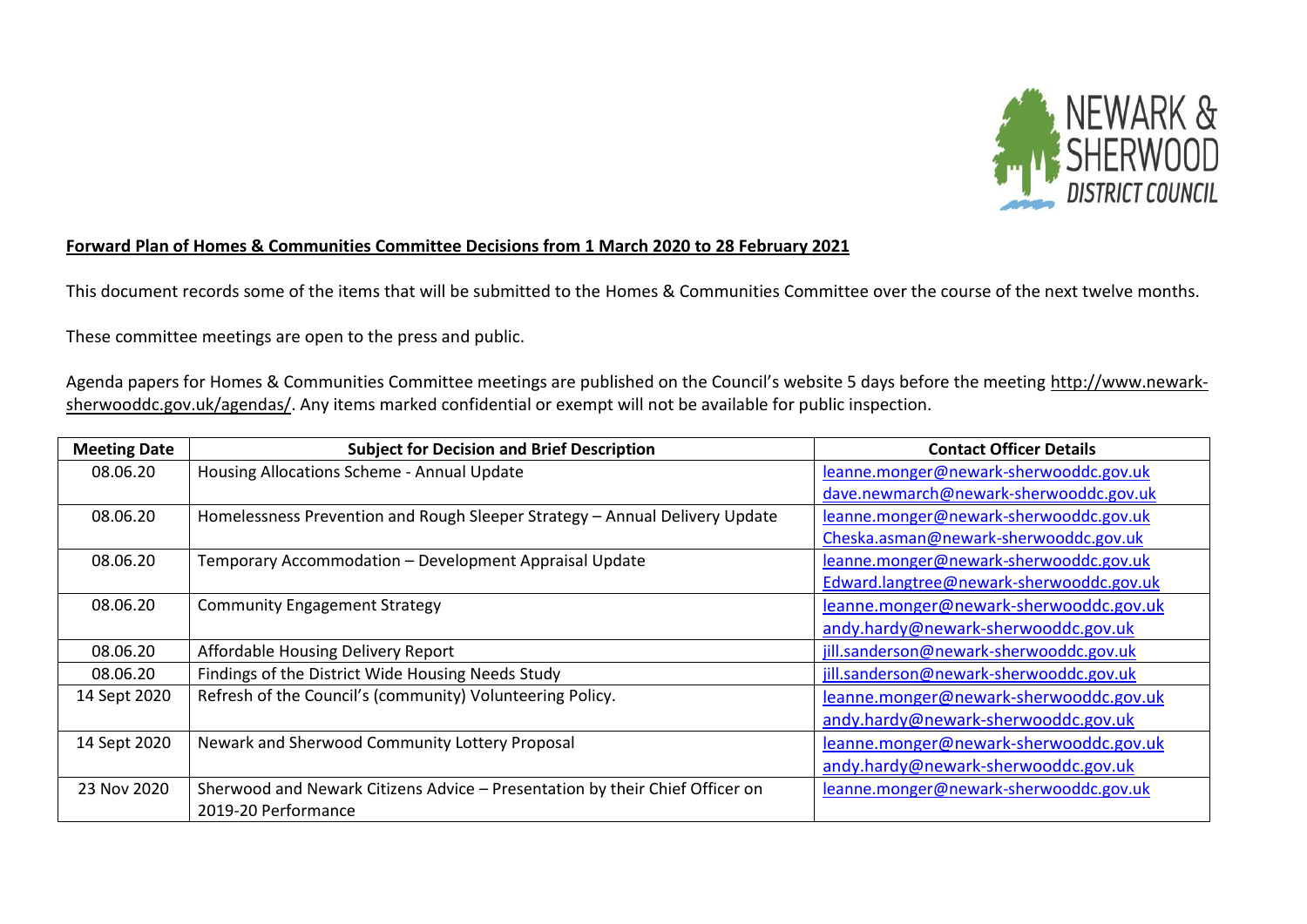**Forward Plan of Homes & Communities Committee Decisions from 1 March 2020 to 28 February 2021**

This document records some of the items that will be submitted to the Homes & Communities Committee over the course of the next twelve months.

These committee meetings are open to the press and public.

Agenda papers for Homes & Communities Committee meetings are published on the Council's website 5 days before the meeting http://www.newark-sherwooddc.gov.uk/agendas/. Any items marked confidential or exempt will not be available for public inspection.

| Meeting Date | Subject for Decision and Brief Description | Contact Officer Details |
|---|---|---|
| 08.06.20 | Housing Allocations Scheme - Annual Update | leanne.monger@newark-sherwooddc.gov.uk<br>dave.newmarch@newark-sherwooddc.gov.uk |
| 08.06.20 | Homelessness Prevention and Rough Sleeper Strategy – Annual Delivery Update | leanne.monger@newark-sherwooddc.gov.uk<br>Cheska.asman@newark-sherwooddc.gov.uk |
| 08.06.20 | Temporary Accommodation – Development Appraisal Update | leanne.monger@newark-sherwooddc.gov.uk<br>Edward.langtree@newark-sherwooddc.gov.uk |
| 08.06.20 | Community Engagement Strategy | leanne.monger@newark-sherwooddc.gov.uk<br>andy.hardy@newark-sherwooddc.gov.uk |
| 08.06.20 | Affordable Housing Delivery Report | jill.sanderson@newark-sherwooddc.gov.uk |
| 08.06.20 | Findings of the District Wide Housing Needs Study | jill.sanderson@newark-sherwooddc.gov.uk |
| 14 Sept 2020 | Refresh of the Council's (community) Volunteering Policy. | leanne.monger@newark-sherwooddc.gov.uk<br>andy.hardy@newark-sherwooddc.gov.uk |
| 14 Sept 2020 | Newark and Sherwood Community Lottery Proposal | leanne.monger@newark-sherwooddc.gov.uk<br>andy.hardy@newark-sherwooddc.gov.uk |
| 23 Nov 2020 | Sherwood and Newark Citizens Advice – Presentation by their Chief Officer on 2019-20 Performance | leanne.monger@newark-sherwooddc.gov.uk |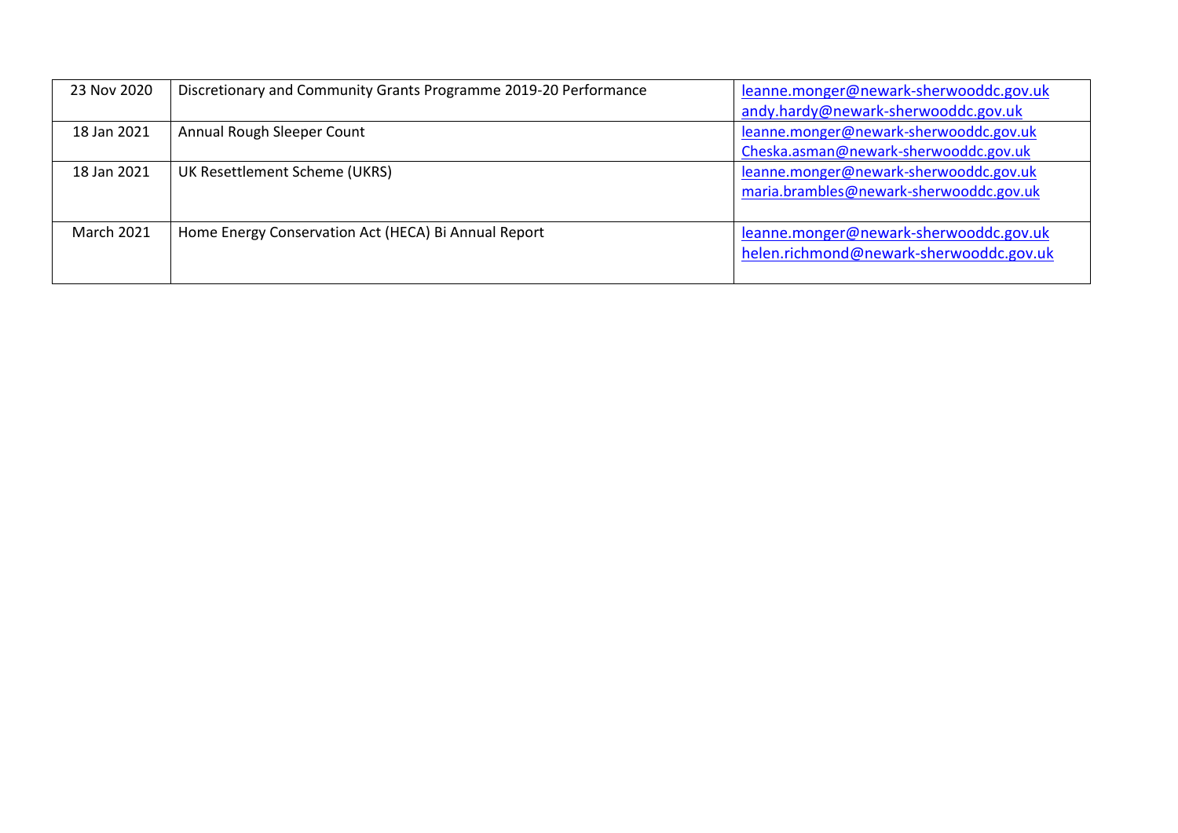| | | |
|---|---|---|
| 23 Nov 2020 | Discretionary and Community Grants Programme 2019-20 Performance | leanne.monger@newark-sherwooddc.gov.uk<br>andy.hardy@newark-sherwooddc.gov.uk |
| 18 Jan 2021 | Annual Rough Sleeper Count | leanne.monger@newark-sherwooddc.gov.uk<br>Cheska.asman@newark-sherwooddc.gov.uk |
| 18 Jan 2021 | UK Resettlement Scheme (UKRS) | leanne.monger@newark-sherwooddc.gov.uk<br>maria.brambles@newark-sherwooddc.gov.uk |
| March 2021 | Home Energy Conservation Act (HECA) Bi Annual Report | leanne.monger@newark-sherwooddc.gov.uk<br>helen.richmond@newark-sherwooddc.gov.uk |